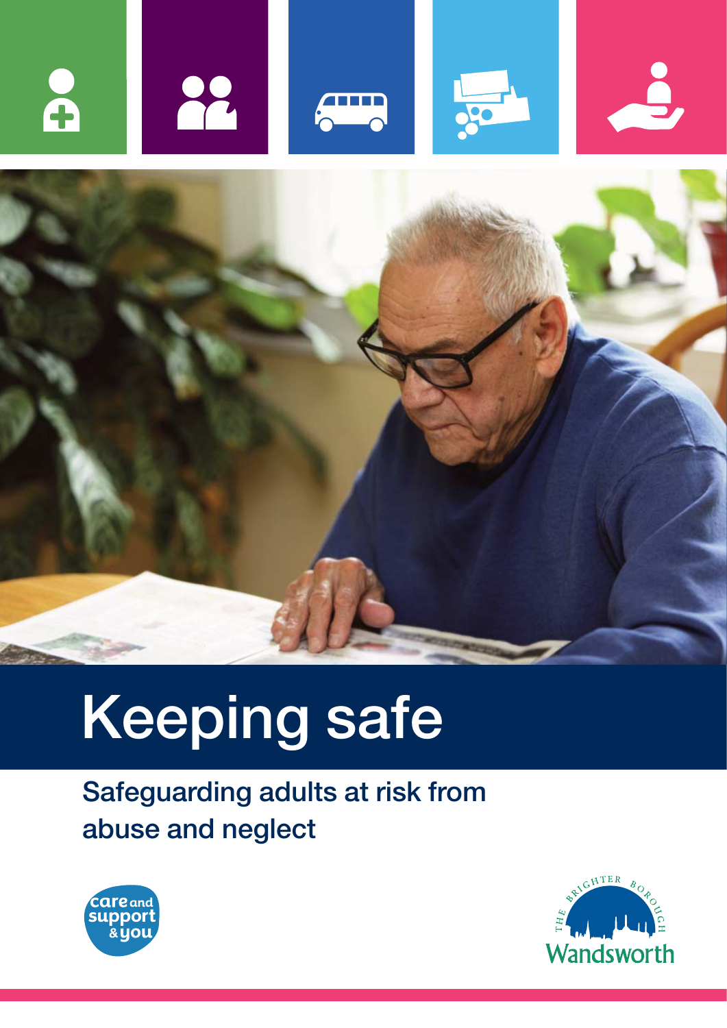# Keeping safe

## Safeguarding adults at risk from abuse and neglect

care and support & you

THE BRIGHTER BOROUGH Wandsworth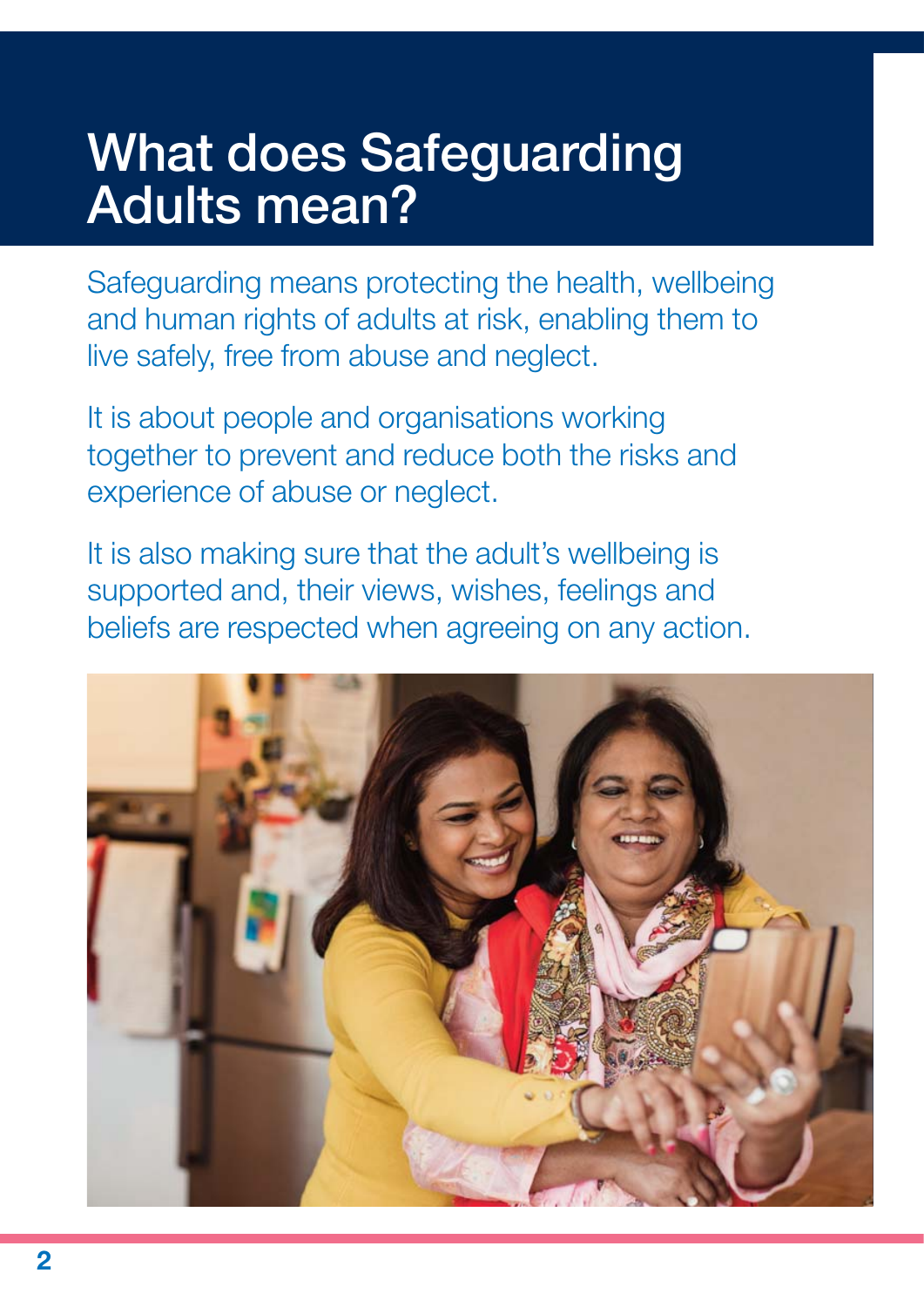# What does Safeguarding Adults mean?

Safeguarding means protecting the health, wellbeing and human rights of adults at risk, enabling them to live safely, free from abuse and neglect.

It is about people and organisations working together to prevent and reduce both the risks and experience of abuse or neglect.

It is also making sure that the adult's wellbeing is supported and, their views, wishes, feelings and beliefs are respected when agreeing on any action.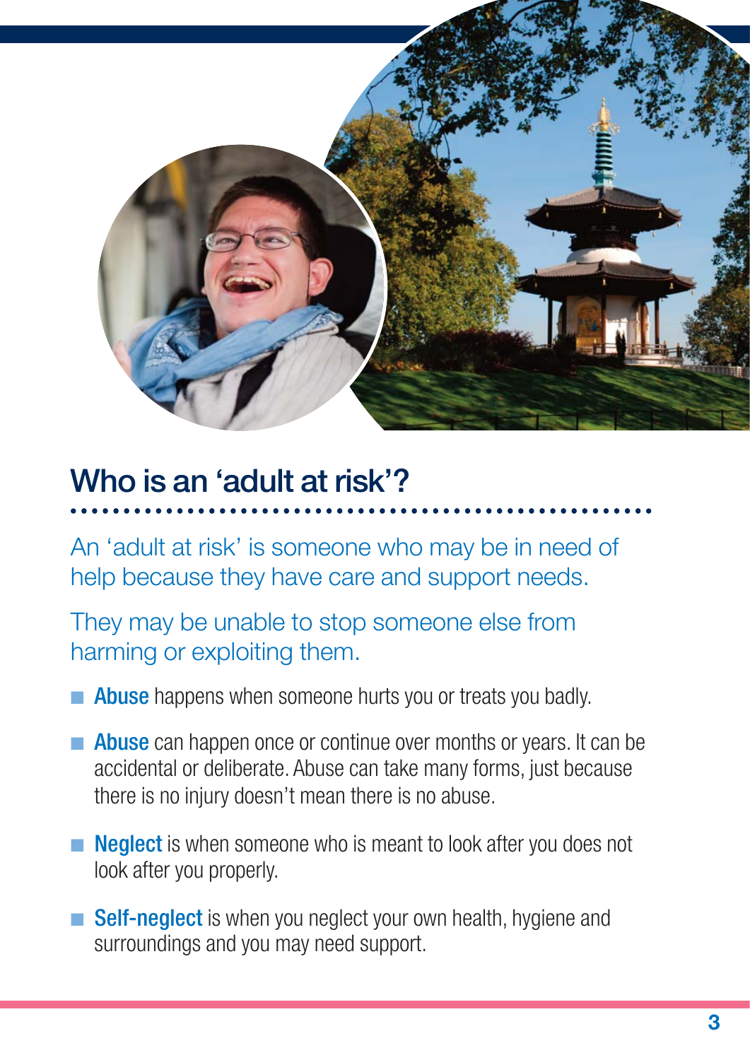## Who is an 'adult at risk'?

An 'adult at risk' is someone who may be in need of help because they have care and support needs.

They may be unable to stop someone else from harming or exploiting them.

- **Abuse** happens when someone hurts you or treats you badly.
- **Abuse** can happen once or continue over months or years. It can be accidental or deliberate. Abuse can take many forms, just because there is no injury doesn't mean there is no abuse.
- **Neglect** is when someone who is meant to look after you does not look after you properly.
- **Self-neglect** is when you neglect your own health, hygiene and surroundings and you may need support.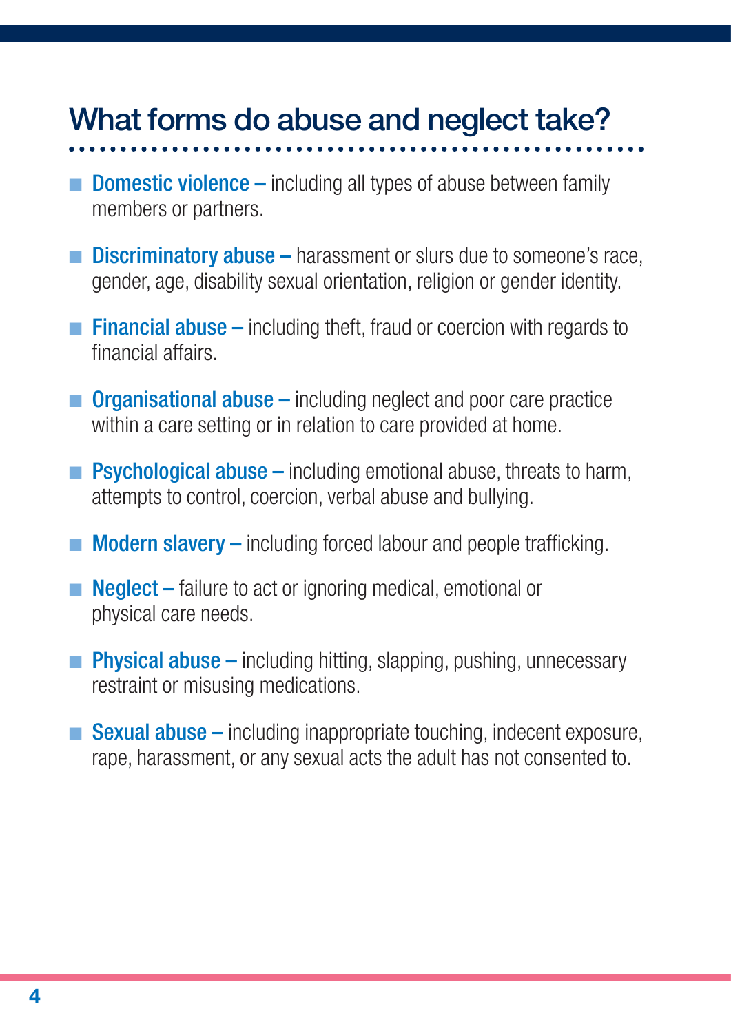## What forms do abuse and neglect take?

- **Domestic violence –** including all types of abuse between family members or partners.
- **Discriminatory abuse –** harassment or slurs due to someone's race, gender, age, disability sexual orientation, religion or gender identity.
- **Financial abuse –** including theft, fraud or coercion with regards to financial affairs.
- **Organisational abuse –** including neglect and poor care practice within a care setting or in relation to care provided at home.
- **Psychological abuse –** including emotional abuse, threats to harm, attempts to control, coercion, verbal abuse and bullying.
- **Modern slavery –** including forced labour and people trafficking.
- **Neglect –** failure to act or ignoring medical, emotional or physical care needs.
- **Physical abuse –** including hitting, slapping, pushing, unnecessary restraint or misusing medications.
- **Sexual abuse –** including inappropriate touching, indecent exposure, rape, harassment, or any sexual acts the adult has not consented to.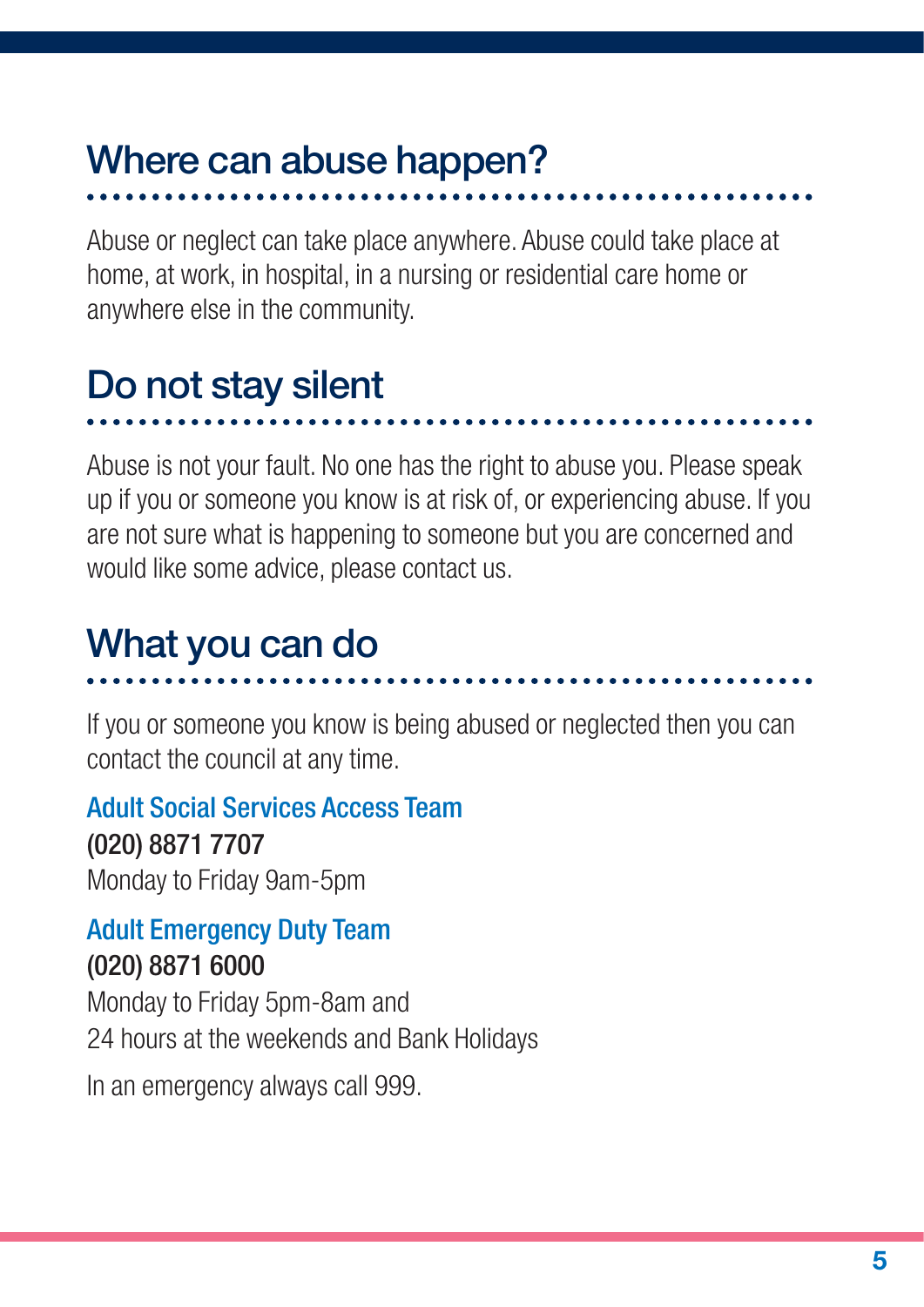## Where can abuse happen?

Abuse or neglect can take place anywhere. Abuse could take place at home, at work, in hospital, in a nursing or residential care home or anywhere else in the community.

## Do not stay silent

Abuse is not your fault. No one has the right to abuse you. Please speak up if you or someone you know is at risk of, or experiencing abuse. If you are not sure what is happening to someone but you are concerned and would like some advice, please contact us.

## What you can do

If you or someone you know is being abused or neglected then you can contact the council at any time.

### Adult Social Services Access Team

**(020) 8871 7707**
Monday to Friday 9am-5pm

### Adult Emergency Duty Team

**(020) 8871 6000**
Monday to Friday 5pm-8am and
24 hours at the weekends and Bank Holidays

In an emergency always call 999.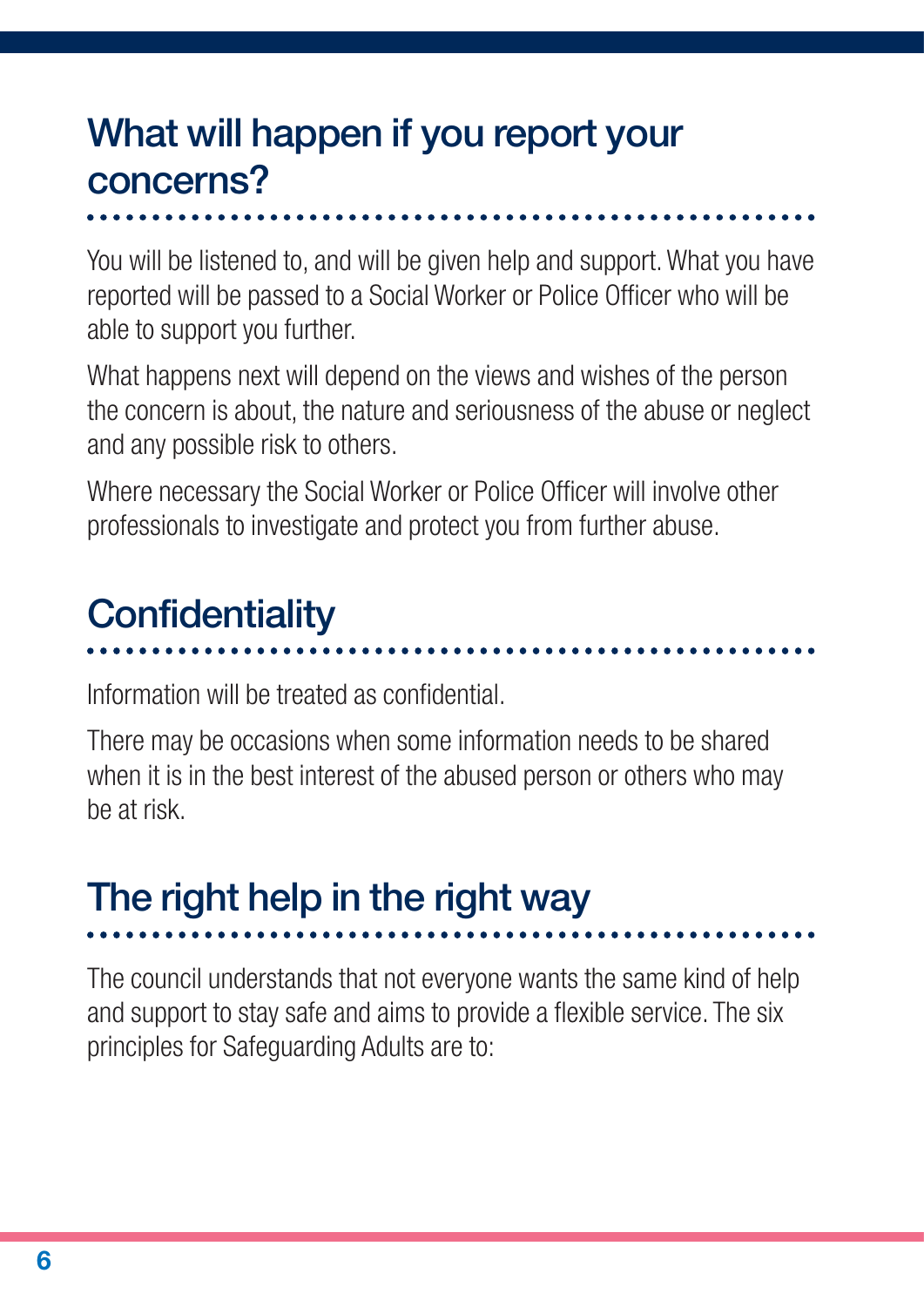## What will happen if you report your concerns?

You will be listened to, and will be given help and support. What you have reported will be passed to a Social Worker or Police Officer who will be able to support you further.

What happens next will depend on the views and wishes of the person the concern is about, the nature and seriousness of the abuse or neglect and any possible risk to others.

Where necessary the Social Worker or Police Officer will involve other professionals to investigate and protect you from further abuse.

## Confidentiality

Information will be treated as confidential.

There may be occasions when some information needs to be shared when it is in the best interest of the abused person or others who may be at risk.

## The right help in the right way

The council understands that not everyone wants the same kind of help and support to stay safe and aims to provide a flexible service. The six principles for Safeguarding Adults are to: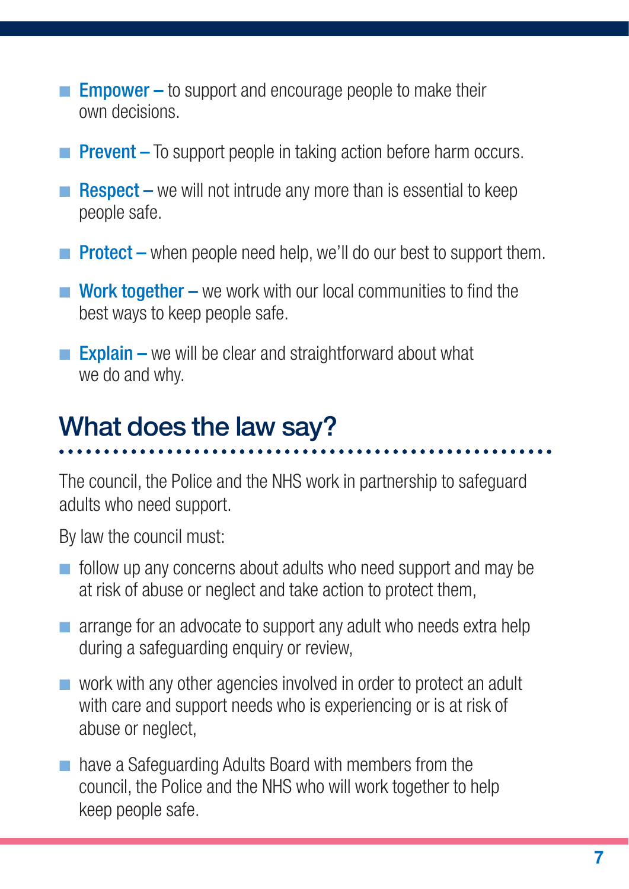- **Empower –** to support and encourage people to make their own decisions.
- **Prevent –** To support people in taking action before harm occurs.
- **Respect –** we will not intrude any more than is essential to keep people safe.
- **Protect –** when people need help, we'll do our best to support them.
- **Work together –** we work with our local communities to find the best ways to keep people safe.
- **Explain –** we will be clear and straightforward about what we do and why.

## What does the law say?

The council, the Police and the NHS work in partnership to safeguard adults who need support.

By law the council must:

- follow up any concerns about adults who need support and may be at risk of abuse or neglect and take action to protect them,
- arrange for an advocate to support any adult who needs extra help during a safeguarding enquiry or review,
- work with any other agencies involved in order to protect an adult with care and support needs who is experiencing or is at risk of abuse or neglect,
- have a Safeguarding Adults Board with members from the council, the Police and the NHS who will work together to help keep people safe.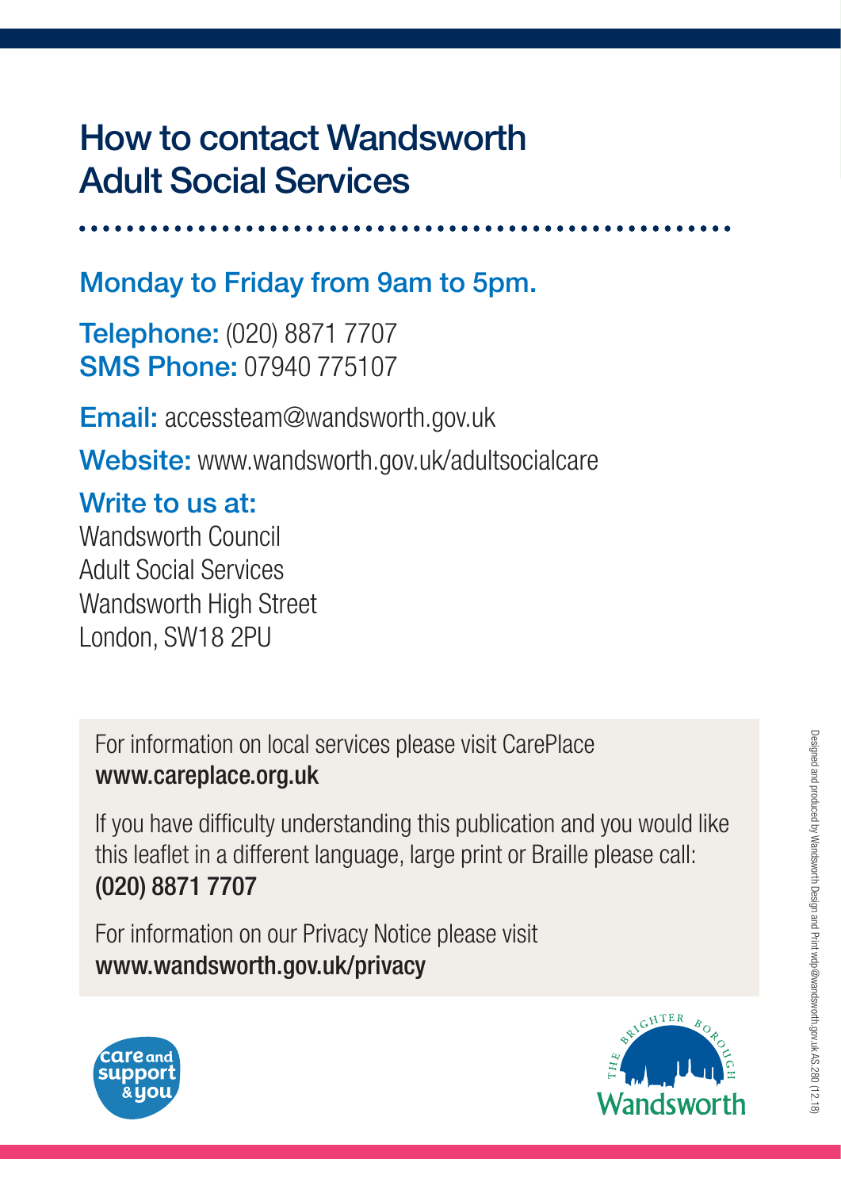# How to contact Wandsworth Adult Social Services

**Monday to Friday from 9am to 5pm.**

**Telephone:** (020) 8871 7707
**SMS Phone:** 07940 775107

**Email:** accessteam@wandsworth.gov.uk

**Website:** www.wandsworth.gov.uk/adultsocialcare

**Write to us at:**
Wandsworth Council
Adult Social Services
Wandsworth High Street
London, SW18 2PU

For information on local services please visit CarePlace
**www.careplace.org.uk**

If you have difficulty understanding this publication and you would like this leaflet in a different language, large print or Braille please call:
**(020) 8871 7707**

For information on our Privacy Notice please visit
**www.wandsworth.gov.uk/privacy**

care and support & you

THE BRIGHTER BOROUGH Wandsworth

Designed and produced by Wandsworth Design and Print wdp@wandsworth.gov.uk AS.280 (12.18)